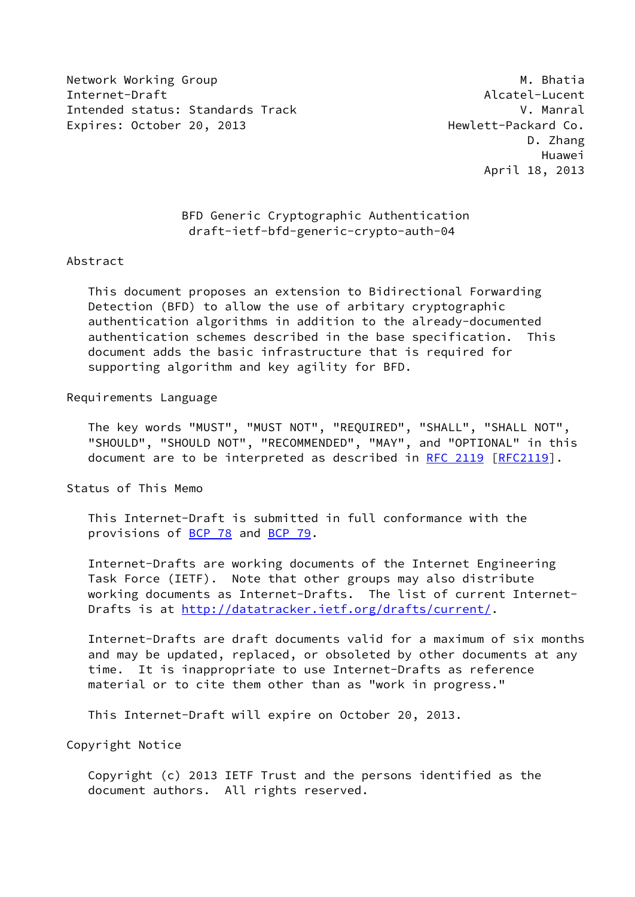Network Working Group M. Bhatia
Internet-Draft Alcatel-Lucent
Intended status: Standards Track V. Manral
Expires: October 20, 2013 Hewlett-Packard Co.
D. Zhang
Huawei
April 18, 2013

# BFD Generic Cryptographic Authentication
## draft-ietf-bfd-generic-crypto-auth-04

## Abstract

This document proposes an extension to Bidirectional Forwarding Detection (BFD) to allow the use of arbitary cryptographic authentication algorithms in addition to the already-documented authentication schemes described in the base specification. This document adds the basic infrastructure that is required for supporting algorithm and key agility for BFD.

## Requirements Language

The key words "MUST", "MUST NOT", "REQUIRED", "SHALL", "SHALL NOT", "SHOULD", "SHOULD NOT", "RECOMMENDED", "MAY", and "OPTIONAL" in this document are to be interpreted as described in RFC 2119 [RFC2119].

## Status of This Memo

This Internet-Draft is submitted in full conformance with the provisions of BCP 78 and BCP 79.

Internet-Drafts are working documents of the Internet Engineering Task Force (IETF). Note that other groups may also distribute working documents as Internet-Drafts. The list of current Internet-Drafts is at http://datatracker.ietf.org/drafts/current/.

Internet-Drafts are draft documents valid for a maximum of six months and may be updated, replaced, or obsoleted by other documents at any time. It is inappropriate to use Internet-Drafts as reference material or to cite them other than as "work in progress."

This Internet-Draft will expire on October 20, 2013.

## Copyright Notice

Copyright (c) 2013 IETF Trust and the persons identified as the document authors. All rights reserved.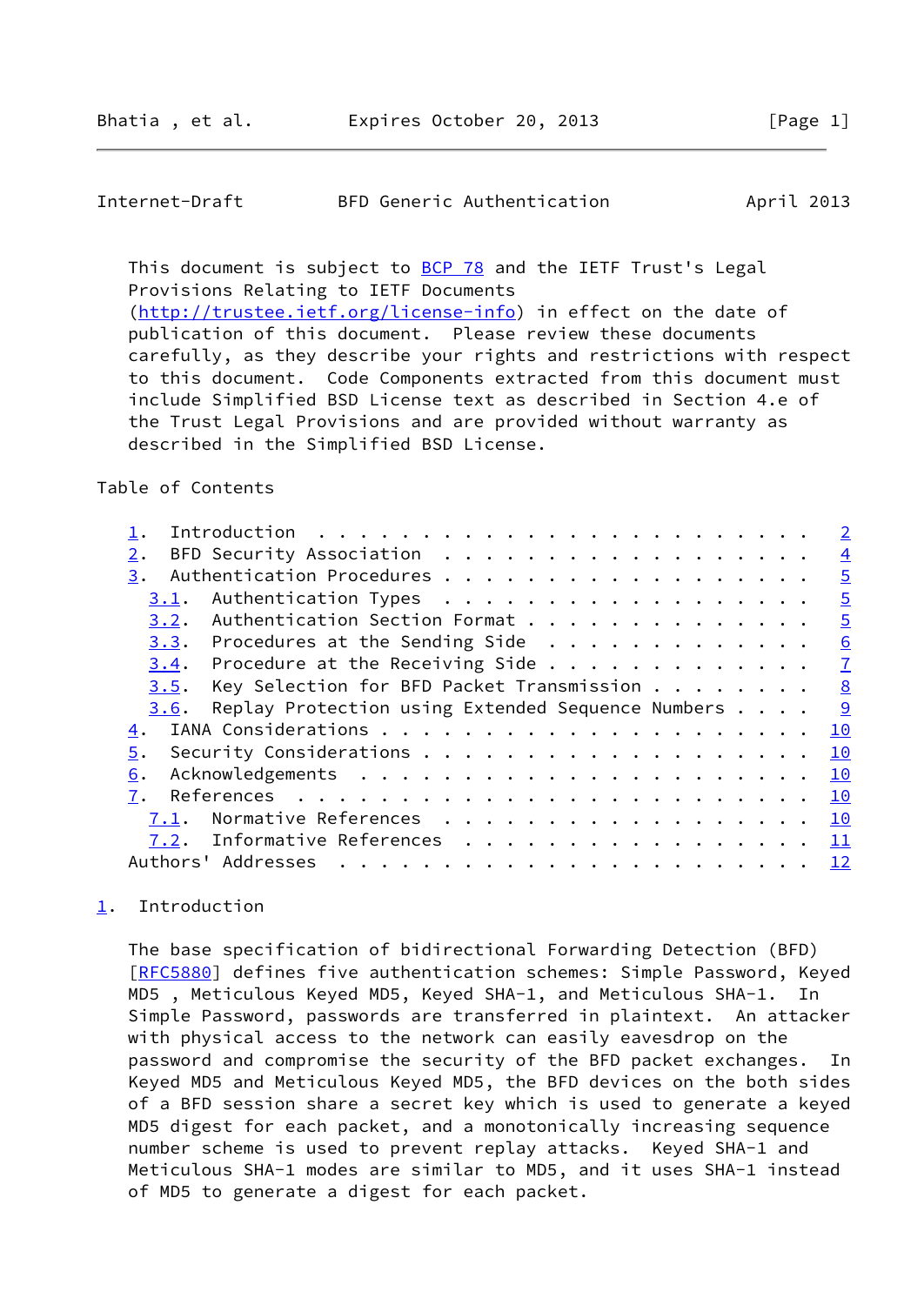This document is subject to BCP 78 and the IETF Trust's Legal Provisions Relating to IETF Documents (http://trustee.ietf.org/license-info) in effect on the date of publication of this document. Please review these documents carefully, as they describe your rights and restrictions with respect to this document. Code Components extracted from this document must include Simplified BSD License text as described in Section 4.e of the Trust Legal Provisions and are provided without warranty as described in the Simplified BSD License.

Table of Contents

- 1. Introduction . . . . . . . . . . . . . . . . . . . . . . . . 2
- 2. BFD Security Association . . . . . . . . . . . . . . . . . . 4
- 3. Authentication Procedures . . . . . . . . . . . . . . . . . . 5
  - 3.1. Authentication Types . . . . . . . . . . . . . . . . . . 5
  - 3.2. Authentication Section Format . . . . . . . . . . . . . . 5
  - 3.3. Procedures at the Sending Side . . . . . . . . . . . . . 6
  - 3.4. Procedure at the Receiving Side . . . . . . . . . . . . . 7
  - 3.5. Key Selection for BFD Packet Transmission . . . . . . . . 8
  - 3.6. Replay Protection using Extended Sequence Numbers . . . . 9
- 4. IANA Considerations . . . . . . . . . . . . . . . . . . . . . 10
- 5. Security Considerations . . . . . . . . . . . . . . . . . . . 10
- 6. Acknowledgements . . . . . . . . . . . . . . . . . . . . . . 10
- 7. References . . . . . . . . . . . . . . . . . . . . . . . . . 10
  - 7.1. Normative References . . . . . . . . . . . . . . . . . . 10
  - 7.2. Informative References . . . . . . . . . . . . . . . . . 11
- Authors' Addresses . . . . . . . . . . . . . . . . . . . . . . . 12

# 1. Introduction

The base specification of bidirectional Forwarding Detection (BFD) [RFC5880] defines five authentication schemes: Simple Password, Keyed MD5 , Meticulous Keyed MD5, Keyed SHA-1, and Meticulous SHA-1. In Simple Password, passwords are transferred in plaintext. An attacker with physical access to the network can easily eavesdrop on the password and compromise the security of the BFD packet exchanges. In Keyed MD5 and Meticulous Keyed MD5, the BFD devices on the both sides of a BFD session share a secret key which is used to generate a keyed MD5 digest for each packet, and a monotonically increasing sequence number scheme is used to prevent replay attacks. Keyed SHA-1 and Meticulous SHA-1 modes are similar to MD5, and it uses SHA-1 instead of MD5 to generate a digest for each packet.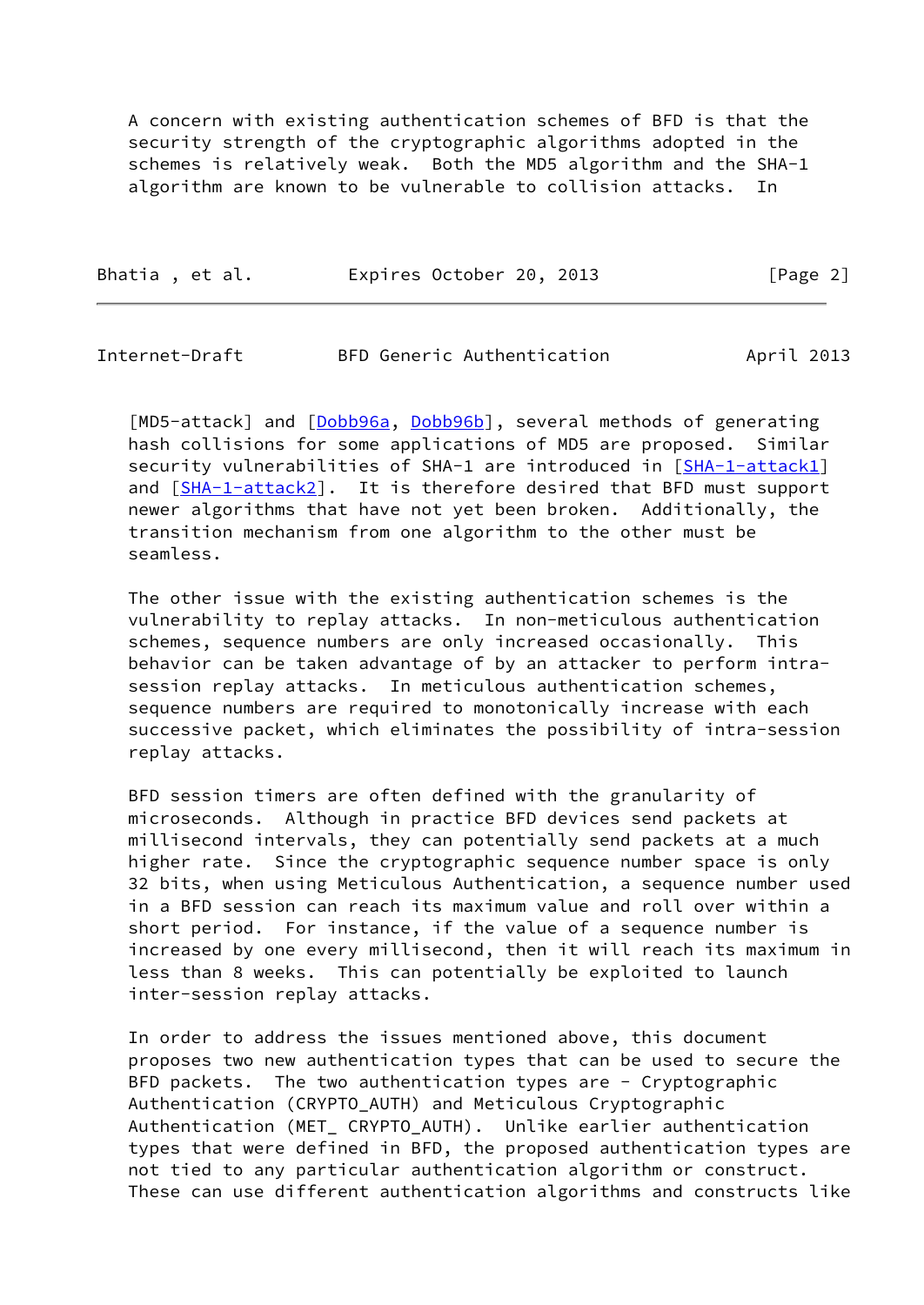A concern with existing authentication schemes of BFD is that the security strength of the cryptographic algorithms adopted in the schemes is relatively weak. Both the MD5 algorithm and the SHA-1 algorithm are known to be vulnerable to collision attacks. In [MD5-attack] and [Dobb96a, Dobb96b], several methods of generating hash collisions for some applications of MD5 are proposed. Similar security vulnerabilities of SHA-1 are introduced in [SHA-1-attack1] and [SHA-1-attack2]. It is therefore desired that BFD must support newer algorithms that have not yet been broken. Additionally, the transition mechanism from one algorithm to the other must be seamless.

The other issue with the existing authentication schemes is the vulnerability to replay attacks. In non-meticulous authentication schemes, sequence numbers are only increased occasionally. This behavior can be taken advantage of by an attacker to perform intra-session replay attacks. In meticulous authentication schemes, sequence numbers are required to monotonically increase with each successive packet, which eliminates the possibility of intra-session replay attacks.

BFD session timers are often defined with the granularity of microseconds. Although in practice BFD devices send packets at millisecond intervals, they can potentially send packets at a much higher rate. Since the cryptographic sequence number space is only 32 bits, when using Meticulous Authentication, a sequence number used in a BFD session can reach its maximum value and roll over within a short period. For instance, if the value of a sequence number is increased by one every millisecond, then it will reach its maximum in less than 8 weeks. This can potentially be exploited to launch inter-session replay attacks.

In order to address the issues mentioned above, this document proposes two new authentication types that can be used to secure the BFD packets. The two authentication types are - Cryptographic Authentication (CRYPTO_AUTH) and Meticulous Cryptographic Authentication (MET_ CRYPTO_AUTH). Unlike earlier authentication types that were defined in BFD, the proposed authentication types are not tied to any particular authentication algorithm or construct. These can use different authentication algorithms and constructs like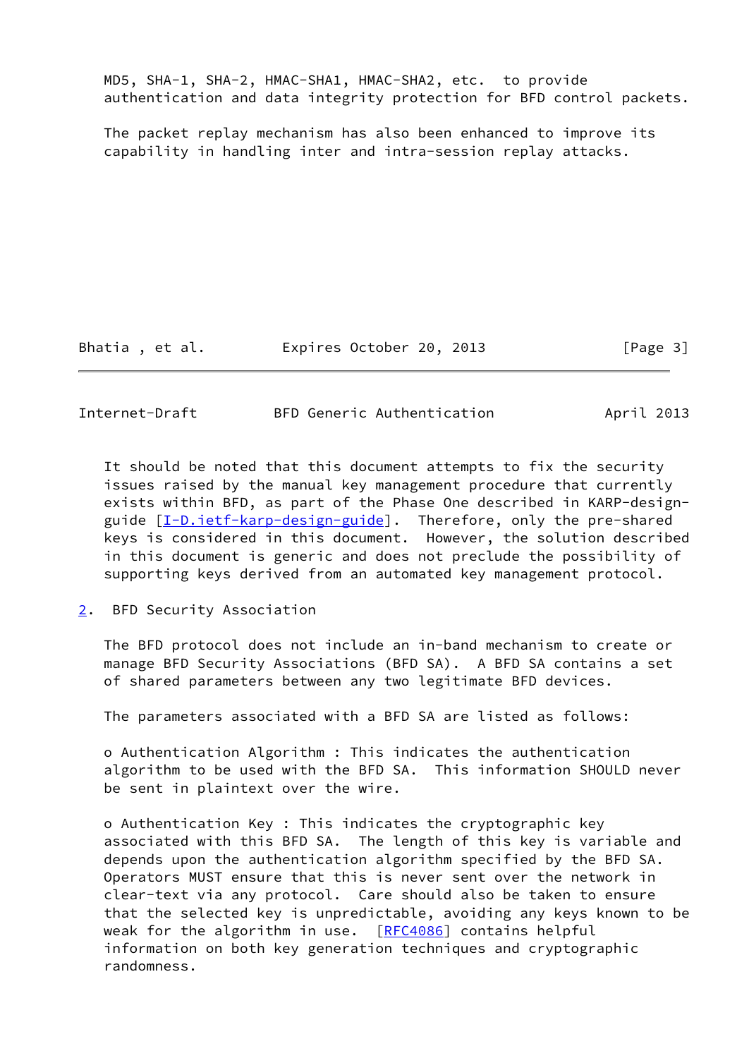MD5, SHA-1, SHA-2, HMAC-SHA1, HMAC-SHA2, etc. to provide authentication and data integrity protection for BFD control packets.

The packet replay mechanism has also been enhanced to improve its capability in handling inter and intra-session replay attacks.

It should be noted that this document attempts to fix the security issues raised by the manual key management procedure that currently exists within BFD, as part of the Phase One described in KARP-design-guide [I-D.ietf-karp-design-guide]. Therefore, only the pre-shared keys is considered in this document. However, the solution described in this document is generic and does not preclude the possibility of supporting keys derived from an automated key management protocol.

## 2. BFD Security Association

The BFD protocol does not include an in-band mechanism to create or manage BFD Security Associations (BFD SA). A BFD SA contains a set of shared parameters between any two legitimate BFD devices.

The parameters associated with a BFD SA are listed as follows:

o Authentication Algorithm : This indicates the authentication algorithm to be used with the BFD SA. This information SHOULD never be sent in plaintext over the wire.

o Authentication Key : This indicates the cryptographic key associated with this BFD SA. The length of this key is variable and depends upon the authentication algorithm specified by the BFD SA. Operators MUST ensure that this is never sent over the network in clear-text via any protocol. Care should also be taken to ensure that the selected key is unpredictable, avoiding any keys known to be weak for the algorithm in use. [RFC4086] contains helpful information on both key generation techniques and cryptographic randomness.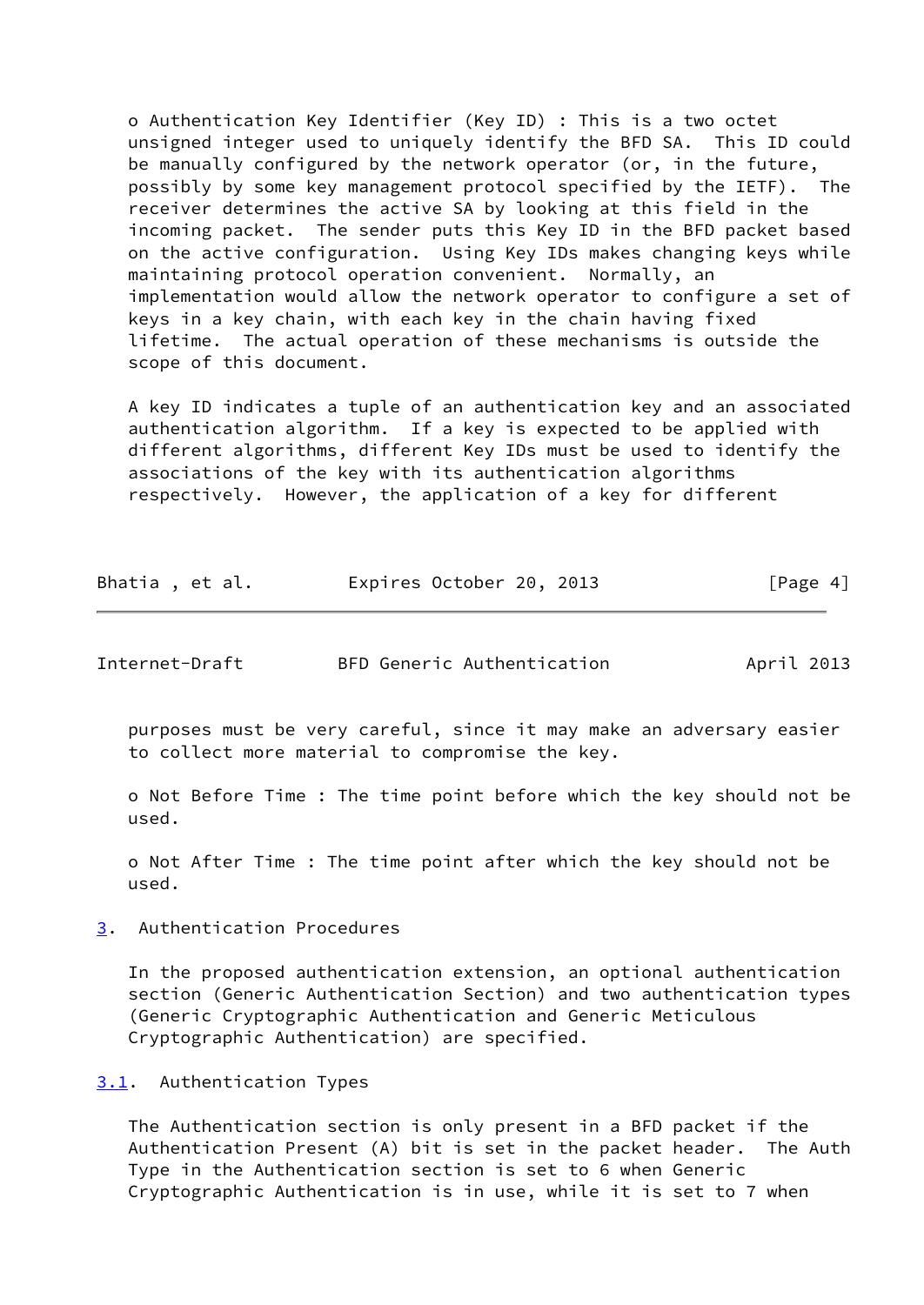- Authentication Key Identifier (Key ID) : This is a two octet unsigned integer used to uniquely identify the BFD SA. This ID could be manually configured by the network operator (or, in the future, possibly by some key management protocol specified by the IETF). The receiver determines the active SA by looking at this field in the incoming packet. The sender puts this Key ID in the BFD packet based on the active configuration. Using Key IDs makes changing keys while maintaining protocol operation convenient. Normally, an implementation would allow the network operator to configure a set of keys in a key chain, with each key in the chain having fixed lifetime. The actual operation of these mechanisms is outside the scope of this document.

  A key ID indicates a tuple of an authentication key and an associated authentication algorithm. If a key is expected to be applied with different algorithms, different Key IDs must be used to identify the associations of the key with its authentication algorithms respectively. However, the application of a key for different purposes must be very careful, since it may make an adversary easier to collect more material to compromise the key.

- Not Before Time : The time point before which the key should not be used.

- Not After Time : The time point after which the key should not be used.

## 3. Authentication Procedures

In the proposed authentication extension, an optional authentication section (Generic Authentication Section) and two authentication types (Generic Cryptographic Authentication and Generic Meticulous Cryptographic Authentication) are specified.

### 3.1. Authentication Types

The Authentication section is only present in a BFD packet if the Authentication Present (A) bit is set in the packet header. The Auth Type in the Authentication section is set to 6 when Generic Cryptographic Authentication is in use, while it is set to 7 when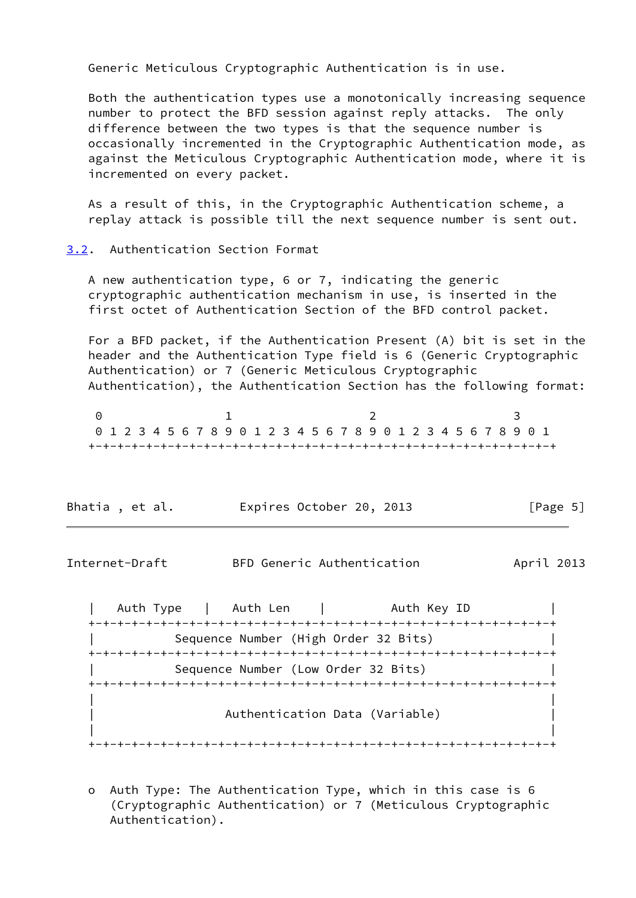Generic Meticulous Cryptographic Authentication is in use.

Both the authentication types use a monotonically increasing sequence number to protect the BFD session against reply attacks. The only difference between the two types is that the sequence number is occasionally incremented in the Cryptographic Authentication mode, as against the Meticulous Cryptographic Authentication mode, where it is incremented on every packet.

As a result of this, in the Cryptographic Authentication scheme, a replay attack is possible till the next sequence number is sent out.

### 3.2. Authentication Section Format

A new authentication type, 6 or 7, indicating the generic cryptographic authentication mechanism in use, is inserted in the first octet of Authentication Section of the BFD control packet.

For a BFD packet, if the Authentication Present (A) bit is set in the header and the Authentication Type field is 6 (Generic Cryptographic Authentication) or 7 (Generic Meticulous Cryptographic Authentication), the Authentication Section has the following format:

```
 0                   1                   2                   3
 0 1 2 3 4 5 6 7 8 9 0 1 2 3 4 5 6 7 8 9 0 1 2 3 4 5 6 7 8 9 0 1
+-+-+-+-+-+-+-+-+-+-+-+-+-+-+-+-+-+-+-+-+-+-+-+-+-+-+-+-+-+-+-+-+
|   Auth Type   |   Auth Len    |          Auth Key ID          |
+-+-+-+-+-+-+-+-+-+-+-+-+-+-+-+-+-+-+-+-+-+-+-+-+-+-+-+-+-+-+-+-+
|           Sequence Number (High Order 32 Bits)                |
+-+-+-+-+-+-+-+-+-+-+-+-+-+-+-+-+-+-+-+-+-+-+-+-+-+-+-+-+-+-+-+-+
|           Sequence Number (Low Order 32 Bits)                 |
+-+-+-+-+-+-+-+-+-+-+-+-+-+-+-+-+-+-+-+-+-+-+-+-+-+-+-+-+-+-+-+-+
|                                                               |
|                  Authentication Data (Variable)               |
|                                                               |
+-+-+-+-+-+-+-+-+-+-+-+-+-+-+-+-+-+-+-+-+-+-+-+-+-+-+-+-+-+-+-+-+
```

- Auth Type: The Authentication Type, which in this case is 6 (Cryptographic Authentication) or 7 (Meticulous Cryptographic Authentication).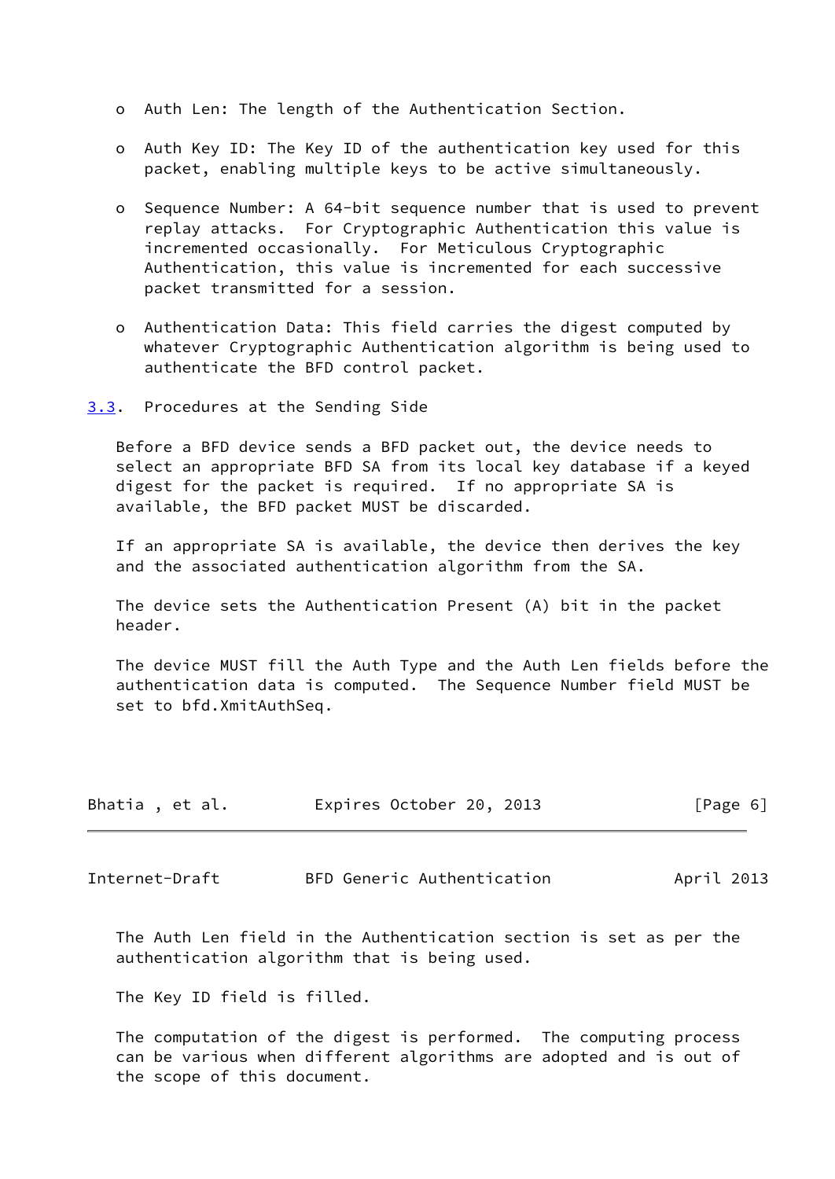- Auth Len: The length of the Authentication Section.

- Auth Key ID: The Key ID of the authentication key used for this packet, enabling multiple keys to be active simultaneously.

- Sequence Number: A 64-bit sequence number that is used to prevent replay attacks. For Cryptographic Authentication this value is incremented occasionally. For Meticulous Cryptographic Authentication, this value is incremented for each successive packet transmitted for a session.

- Authentication Data: This field carries the digest computed by whatever Cryptographic Authentication algorithm is being used to authenticate the BFD control packet.

## 3.3. Procedures at the Sending Side

Before a BFD device sends a BFD packet out, the device needs to select an appropriate BFD SA from its local key database if a keyed digest for the packet is required. If no appropriate SA is available, the BFD packet MUST be discarded.

If an appropriate SA is available, the device then derives the key and the associated authentication algorithm from the SA.

The device sets the Authentication Present (A) bit in the packet header.

The device MUST fill the Auth Type and the Auth Len fields before the authentication data is computed. The Sequence Number field MUST be set to bfd.XmitAuthSeq.

The Auth Len field in the Authentication section is set as per the authentication algorithm that is being used.

The Key ID field is filled.

The computation of the digest is performed. The computing process can be various when different algorithms are adopted and is out of the scope of this document.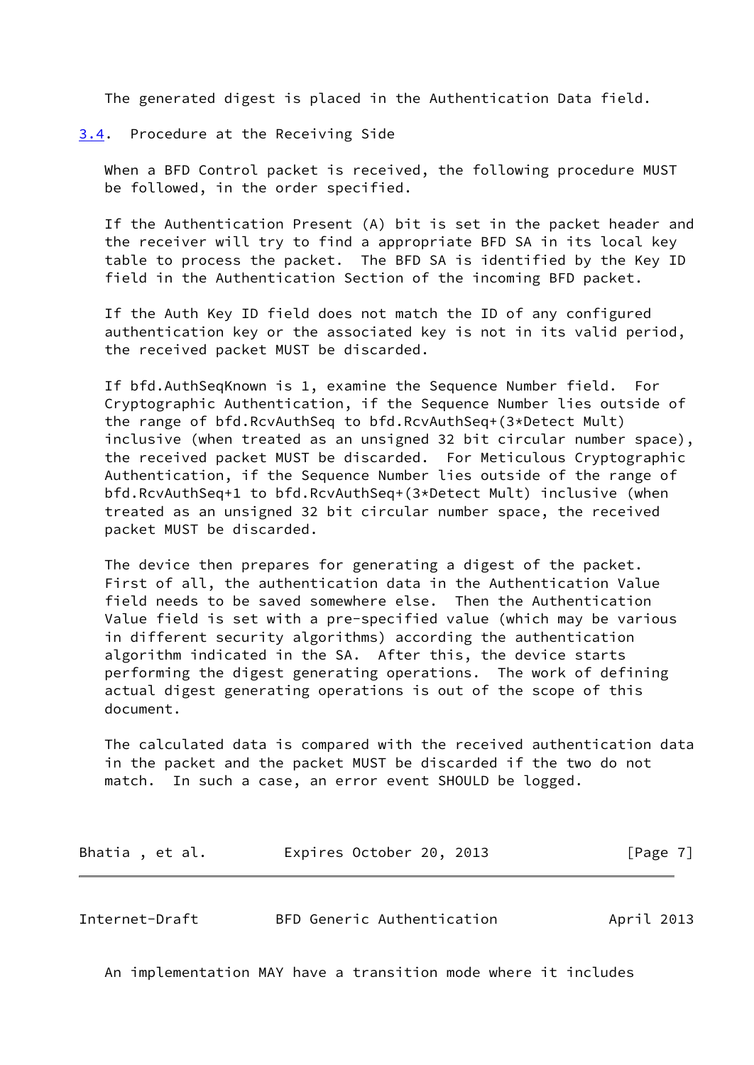The generated digest is placed in the Authentication Data field.

### 3.4. Procedure at the Receiving Side

When a BFD Control packet is received, the following procedure MUST be followed, in the order specified.

If the Authentication Present (A) bit is set in the packet header and the receiver will try to find a appropriate BFD SA in its local key table to process the packet. The BFD SA is identified by the Key ID field in the Authentication Section of the incoming BFD packet.

If the Auth Key ID field does not match the ID of any configured authentication key or the associated key is not in its valid period, the received packet MUST be discarded.

If bfd.AuthSeqKnown is 1, examine the Sequence Number field. For Cryptographic Authentication, if the Sequence Number lies outside of the range of bfd.RcvAuthSeq to bfd.RcvAuthSeq+(3*Detect Mult) inclusive (when treated as an unsigned 32 bit circular number space), the received packet MUST be discarded. For Meticulous Cryptographic Authentication, if the Sequence Number lies outside of the range of bfd.RcvAuthSeq+1 to bfd.RcvAuthSeq+(3*Detect Mult) inclusive (when treated as an unsigned 32 bit circular number space, the received packet MUST be discarded.

The device then prepares for generating a digest of the packet. First of all, the authentication data in the Authentication Value field needs to be saved somewhere else. Then the Authentication Value field is set with a pre-specified value (which may be various in different security algorithms) according the authentication algorithm indicated in the SA. After this, the device starts performing the digest generating operations. The work of defining actual digest generating operations is out of the scope of this document.

The calculated data is compared with the received authentication data in the packet and the packet MUST be discarded if the two do not match. In such a case, an error event SHOULD be logged.

An implementation MAY have a transition mode where it includes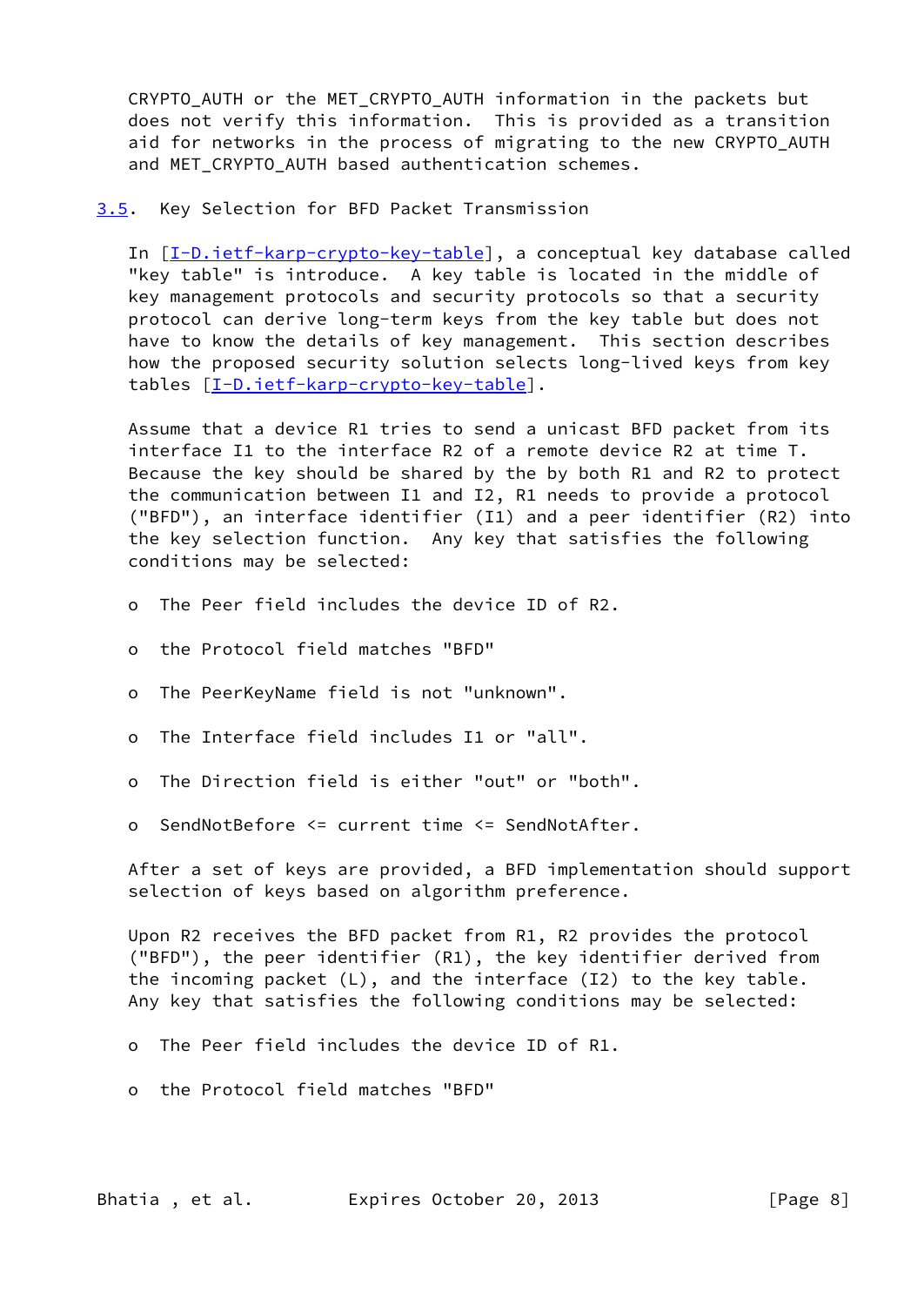CRYPTO_AUTH or the MET_CRYPTO_AUTH information in the packets but does not verify this information. This is provided as a transition aid for networks in the process of migrating to the new CRYPTO_AUTH and MET_CRYPTO_AUTH based authentication schemes.

### 3.5. Key Selection for BFD Packet Transmission

In [I-D.ietf-karp-crypto-key-table], a conceptual key database called "key table" is introduce. A key table is located in the middle of key management protocols and security protocols so that a security protocol can derive long-term keys from the key table but does not have to know the details of key management. This section describes how the proposed security solution selects long-lived keys from key tables [I-D.ietf-karp-crypto-key-table].

Assume that a device R1 tries to send a unicast BFD packet from its interface I1 to the interface R2 of a remote device R2 at time T. Because the key should be shared by the by both R1 and R2 to protect the communication between I1 and I2, R1 needs to provide a protocol ("BFD"), an interface identifier (I1) and a peer identifier (R2) into the key selection function. Any key that satisfies the following conditions may be selected:

- The Peer field includes the device ID of R2.
- the Protocol field matches "BFD"
- The PeerKeyName field is not "unknown".
- The Interface field includes I1 or "all".
- The Direction field is either "out" or "both".
- SendNotBefore <= current time <= SendNotAfter.

After a set of keys are provided, a BFD implementation should support selection of keys based on algorithm preference.

Upon R2 receives the BFD packet from R1, R2 provides the protocol ("BFD"), the peer identifier (R1), the key identifier derived from the incoming packet (L), and the interface (I2) to the key table. Any key that satisfies the following conditions may be selected:

- The Peer field includes the device ID of R1.
- the Protocol field matches "BFD"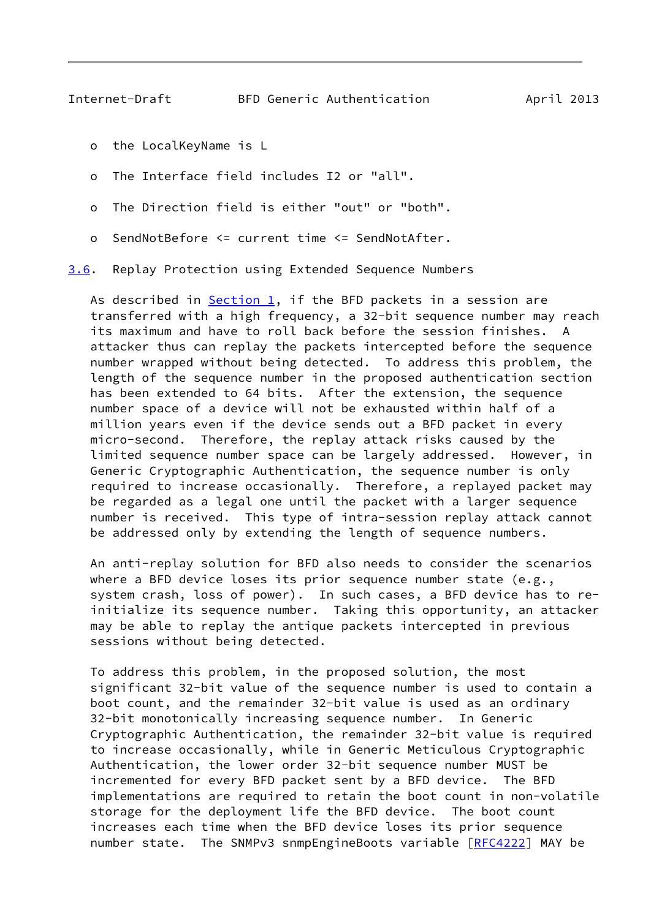- the LocalKeyName is L
- The Interface field includes I2 or "all".
- The Direction field is either "out" or "both".
- SendNotBefore <= current time <= SendNotAfter.

### 3.6. Replay Protection using Extended Sequence Numbers

As described in Section 1, if the BFD packets in a session are transferred with a high frequency, a 32-bit sequence number may reach its maximum and have to roll back before the session finishes. A attacker thus can replay the packets intercepted before the sequence number wrapped without being detected. To address this problem, the length of the sequence number in the proposed authentication section has been extended to 64 bits. After the extension, the sequence number space of a device will not be exhausted within half of a million years even if the device sends out a BFD packet in every micro-second. Therefore, the replay attack risks caused by the limited sequence number space can be largely addressed. However, in Generic Cryptographic Authentication, the sequence number is only required to increase occasionally. Therefore, a replayed packet may be regarded as a legal one until the packet with a larger sequence number is received. This type of intra-session replay attack cannot be addressed only by extending the length of sequence numbers.

An anti-replay solution for BFD also needs to consider the scenarios where a BFD device loses its prior sequence number state (e.g., system crash, loss of power). In such cases, a BFD device has to re-initialize its sequence number. Taking this opportunity, an attacker may be able to replay the antique packets intercepted in previous sessions without being detected.

To address this problem, in the proposed solution, the most significant 32-bit value of the sequence number is used to contain a boot count, and the remainder 32-bit value is used as an ordinary 32-bit monotonically increasing sequence number. In Generic Cryptographic Authentication, the remainder 32-bit value is required to increase occasionally, while in Generic Meticulous Cryptographic Authentication, the lower order 32-bit sequence number MUST be incremented for every BFD packet sent by a BFD device. The BFD implementations are required to retain the boot count in non-volatile storage for the deployment life the BFD device. The boot count increases each time when the BFD device loses its prior sequence number state. The SNMPv3 snmpEngineBoots variable [RFC4222] MAY be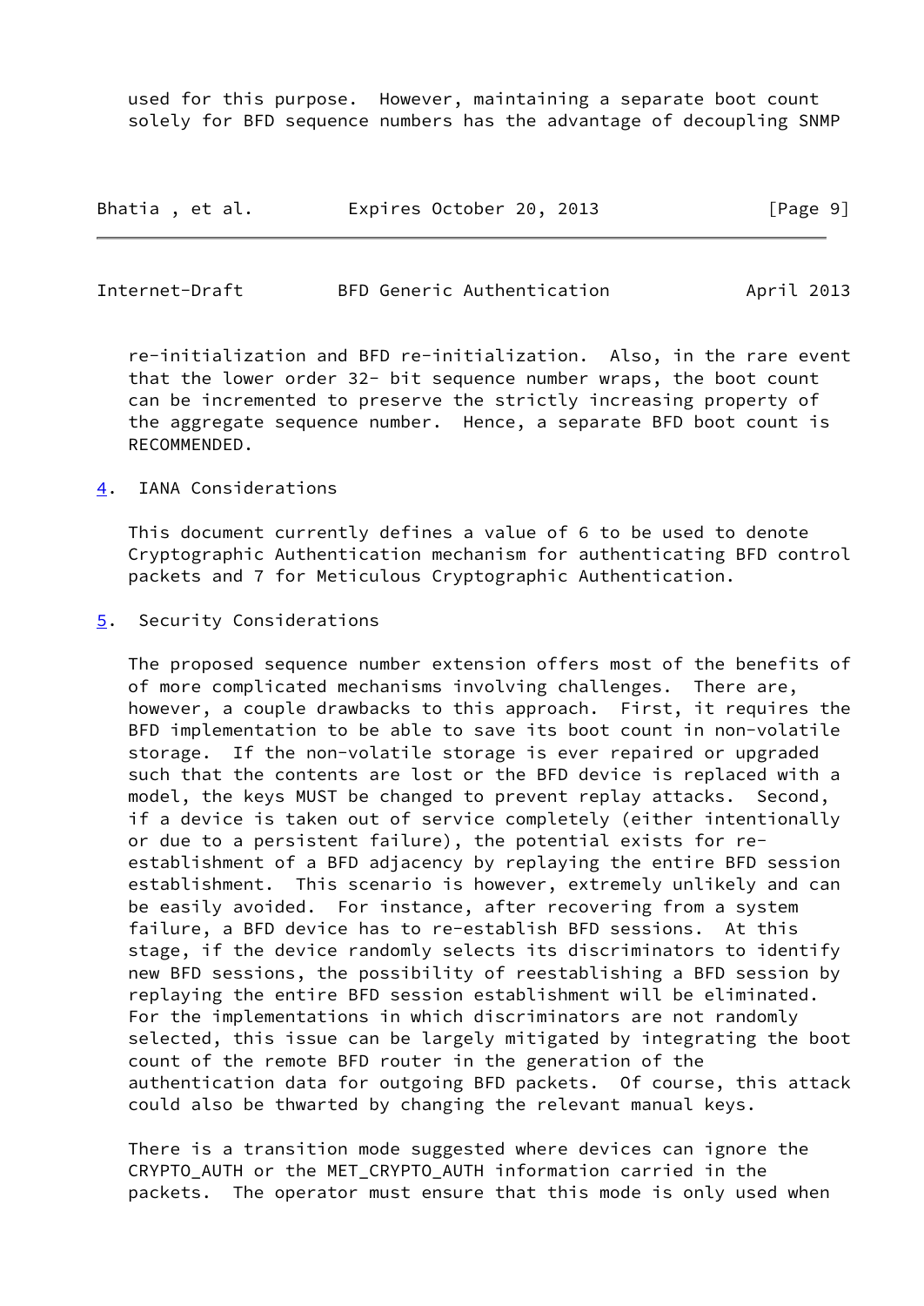used for this purpose. However, maintaining a separate boot count solely for BFD sequence numbers has the advantage of decoupling SNMP re-initialization and BFD re-initialization. Also, in the rare event that the lower order 32- bit sequence number wraps, the boot count can be incremented to preserve the strictly increasing property of the aggregate sequence number. Hence, a separate BFD boot count is RECOMMENDED.

## 4. IANA Considerations

This document currently defines a value of 6 to be used to denote Cryptographic Authentication mechanism for authenticating BFD control packets and 7 for Meticulous Cryptographic Authentication.

## 5. Security Considerations

The proposed sequence number extension offers most of the benefits of of more complicated mechanisms involving challenges. There are, however, a couple drawbacks to this approach. First, it requires the BFD implementation to be able to save its boot count in non-volatile storage. If the non-volatile storage is ever repaired or upgraded such that the contents are lost or the BFD device is replaced with a model, the keys MUST be changed to prevent replay attacks. Second, if a device is taken out of service completely (either intentionally or due to a persistent failure), the potential exists for re-establishment of a BFD adjacency by replaying the entire BFD session establishment. This scenario is however, extremely unlikely and can be easily avoided. For instance, after recovering from a system failure, a BFD device has to re-establish BFD sessions. At this stage, if the device randomly selects its discriminators to identify new BFD sessions, the possibility of reestablishing a BFD session by replaying the entire BFD session establishment will be eliminated. For the implementations in which discriminators are not randomly selected, this issue can be largely mitigated by integrating the boot count of the remote BFD router in the generation of the authentication data for outgoing BFD packets. Of course, this attack could also be thwarted by changing the relevant manual keys.

There is a transition mode suggested where devices can ignore the CRYPTO_AUTH or the MET_CRYPTO_AUTH information carried in the packets. The operator must ensure that this mode is only used when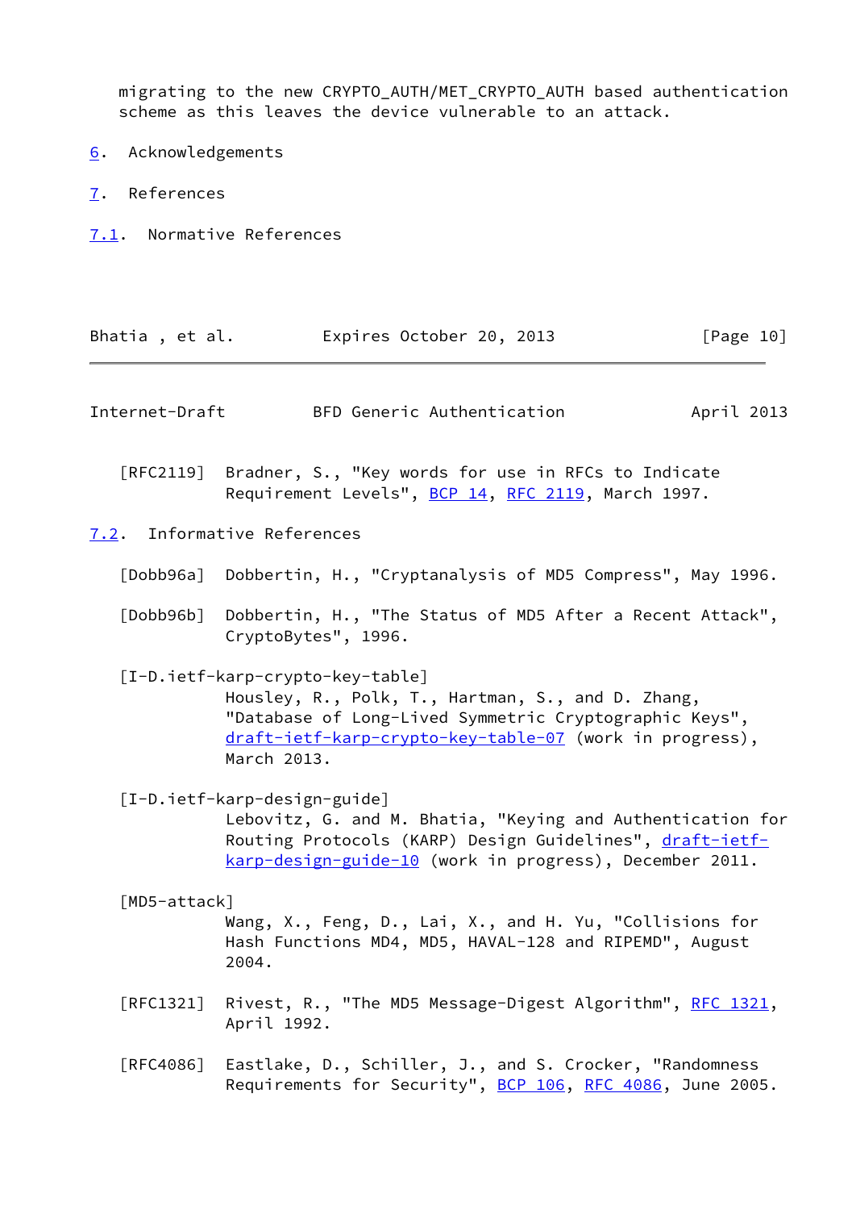migrating to the new CRYPTO_AUTH/MET_CRYPTO_AUTH based authentication scheme as this leaves the device vulnerable to an attack.

## 6. Acknowledgements

## 7. References

### 7.1. Normative References

[RFC2119] Bradner, S., "Key words for use in RFCs to Indicate Requirement Levels", BCP 14, RFC 2119, March 1997.

### 7.2. Informative References

[Dobb96a] Dobbertin, H., "Cryptanalysis of MD5 Compress", May 1996.

[Dobb96b] Dobbertin, H., "The Status of MD5 After a Recent Attack", CryptoBytes", 1996.

[I-D.ietf-karp-crypto-key-table] Housley, R., Polk, T., Hartman, S., and D. Zhang, "Database of Long-Lived Symmetric Cryptographic Keys", draft-ietf-karp-crypto-key-table-07 (work in progress), March 2013.

[I-D.ietf-karp-design-guide] Lebovitz, G. and M. Bhatia, "Keying and Authentication for Routing Protocols (KARP) Design Guidelines", draft-ietf-karp-design-guide-10 (work in progress), December 2011.

[MD5-attack] Wang, X., Feng, D., Lai, X., and H. Yu, "Collisions for Hash Functions MD4, MD5, HAVAL-128 and RIPEMD", August 2004.

[RFC1321] Rivest, R., "The MD5 Message-Digest Algorithm", RFC 1321, April 1992.

[RFC4086] Eastlake, D., Schiller, J., and S. Crocker, "Randomness Requirements for Security", BCP 106, RFC 4086, June 2005.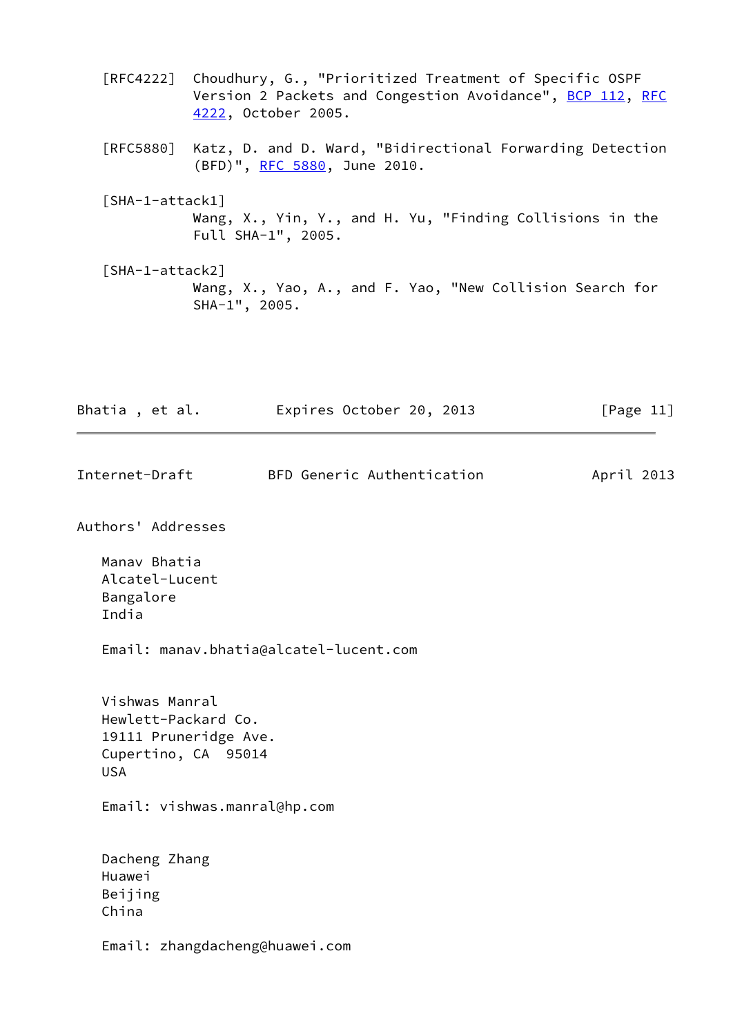[RFC4222] Choudhury, G., "Prioritized Treatment of Specific OSPF Version 2 Packets and Congestion Avoidance", BCP 112, RFC 4222, October 2005.

[RFC5880] Katz, D. and D. Ward, "Bidirectional Forwarding Detection (BFD)", RFC 5880, June 2010.

[SHA-1-attack1] Wang, X., Yin, Y., and H. Yu, "Finding Collisions in the Full SHA-1", 2005.

[SHA-1-attack2] Wang, X., Yao, A., and F. Yao, "New Collision Search for SHA-1", 2005.

## Authors' Addresses

Manav Bhatia
Alcatel-Lucent
Bangalore
India

Email: manav.bhatia@alcatel-lucent.com

Vishwas Manral
Hewlett-Packard Co.
19111 Pruneridge Ave.
Cupertino, CA 95014
USA

Email: vishwas.manral@hp.com

Dacheng Zhang
Huawei
Beijing
China

Email: zhangdacheng@huawei.com